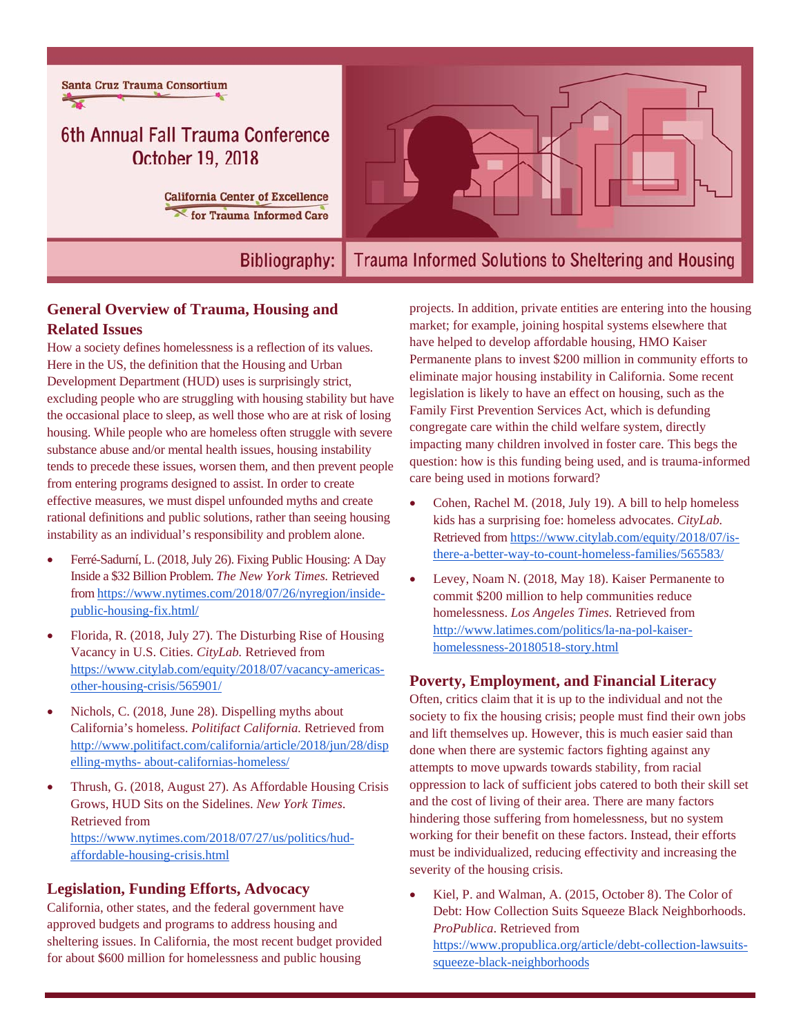Santa Cruz Trauma Consortium

# 6th Annual Fall Trauma Conference
October 19, 2018

California Center of Excellence for Trauma Informed Care

## Bibliography: Trauma Informed Solutions to Sheltering and Housing

### General Overview of Trauma, Housing and Related Issues

How a society defines homelessness is a reflection of its values. Here in the US, the definition that the Housing and Urban Development Department (HUD) uses is surprisingly strict, excluding people who are struggling with housing stability but have the occasional place to sleep, as well those who are at risk of losing housing. While people who are homeless often struggle with severe substance abuse and/or mental health issues, housing instability tends to precede these issues, worsen them, and then prevent people from entering programs designed to assist. In order to create effective measures, we must dispel unfounded myths and create rational definitions and public solutions, rather than seeing housing instability as an individual's responsibility and problem alone.

- Ferré-Sadurní, L. (2018, July 26). Fixing Public Housing: A Day Inside a $32 Billion Problem. *The New York Times.* Retrieved from https://www.nytimes.com/2018/07/26/nyregion/inside-public-housing-fix.html/
- Florida, R. (2018, July 27). The Disturbing Rise of Housing Vacancy in U.S. Cities. *CityLab.* Retrieved from https://www.citylab.com/equity/2018/07/vacancy-americas-other-housing-crisis/565901/
- Nichols, C. (2018, June 28). Dispelling myths about California's homeless. *Politifact California.* Retrieved from http://www.politifact.com/california/article/2018/jun/28/dispelling-myths- about-californias-homeless/
- Thrush, G. (2018, August 27). As Affordable Housing Crisis Grows, HUD Sits on the Sidelines. *New York Times.* Retrieved from https://www.nytimes.com/2018/07/27/us/politics/hud-affordable-housing-crisis.html

### Legislation, Funding Efforts, Advocacy

California, other states, and the federal government have approved budgets and programs to address housing and sheltering issues. In California, the most recent budget provided for about $600 million for homelessness and public housing projects. In addition, private entities are entering into the housing market; for example, joining hospital systems elsewhere that have helped to develop affordable housing, HMO Kaiser Permanente plans to invest $200 million in community efforts to eliminate major housing instability in California. Some recent legislation is likely to have an effect on housing, such as the Family First Prevention Services Act, which is defunding congregate care within the child welfare system, directly impacting many children involved in foster care. This begs the question: how is this funding being used, and is trauma-informed care being used in motions forward?

- Cohen, Rachel M. (2018, July 19). A bill to help homeless kids has a surprising foe: homeless advocates. *CityLab.* Retrieved from https://www.citylab.com/equity/2018/07/is-there-a-better-way-to-count-homeless-families/565583/
- Levey, Noam N. (2018, May 18). Kaiser Permanente to commit $200 million to help communities reduce homelessness. *Los Angeles Times.* Retrieved from http://www.latimes.com/politics/la-na-pol-kaiser-homelessness-20180518-story.html

### Poverty, Employment, and Financial Literacy

Often, critics claim that it is up to the individual and not the society to fix the housing crisis; people must find their own jobs and lift themselves up. However, this is much easier said than done when there are systemic factors fighting against any attempts to move upwards towards stability, from racial oppression to lack of sufficient jobs catered to both their skill set and the cost of living of their area. There are many factors hindering those suffering from homelessness, but no system working for their benefit on these factors. Instead, their efforts must be individualized, reducing effectivity and increasing the severity of the housing crisis.

- Kiel, P. and Walman, A. (2015, October 8). The Color of Debt: How Collection Suits Squeeze Black Neighborhoods. *ProPublica*. Retrieved from https://www.propublica.org/article/debt-collection-lawsuits-squeeze-black-neighborhoods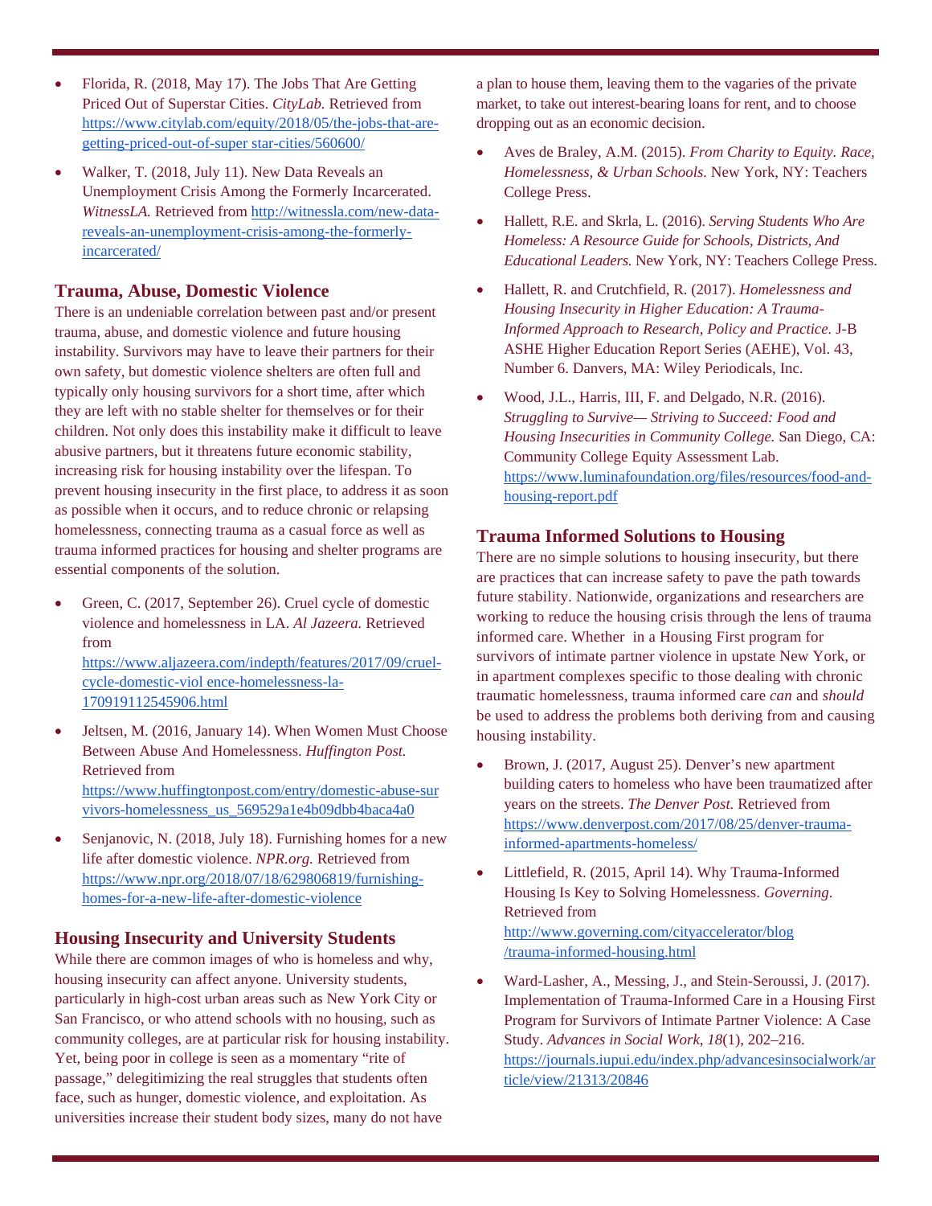- Florida, R. (2018, May 17). The Jobs That Are Getting Priced Out of Superstar Cities. *CityLab.* Retrieved from https://www.citylab.com/equity/2018/05/the-jobs-that-are-getting-priced-out-of-super star-cities/560600/
- Walker, T. (2018, July 11). New Data Reveals an Unemployment Crisis Among the Formerly Incarcerated. *WitnessLA.* Retrieved from http://witnessla.com/new-data-reveals-an-unemployment-crisis-among-the-formerly-incarcerated/

## Trauma, Abuse, Domestic Violence

There is an undeniable correlation between past and/or present trauma, abuse, and domestic violence and future housing instability. Survivors may have to leave their partners for their own safety, but domestic violence shelters are often full and typically only housing survivors for a short time, after which they are left with no stable shelter for themselves or for their children. Not only does this instability make it difficult to leave abusive partners, but it threatens future economic stability, increasing risk for housing instability over the lifespan. To prevent housing insecurity in the first place, to address it as soon as possible when it occurs, and to reduce chronic or relapsing homelessness, connecting trauma as a casual force as well as trauma informed practices for housing and shelter programs are essential components of the solution.

- Green, C. (2017, September 26). Cruel cycle of domestic violence and homelessness in LA. *Al Jazeera.* Retrieved from https://www.aljazeera.com/indepth/features/2017/09/cruel-cycle-domestic-viol ence-homelessness-la-170919112545906.html
- Jeltsen, M. (2016, January 14). When Women Must Choose Between Abuse And Homelessness. *Huffington Post.* Retrieved from https://www.huffingtonpost.com/entry/domestic-abuse-sur vivors-homelessness_us_569529a1e4b09dbb4baca4a0
- Senjanovic, N. (2018, July 18). Furnishing homes for a new life after domestic violence. *NPR.org.* Retrieved from https://www.npr.org/2018/07/18/629806819/furnishing-homes-for-a-new-life-after-domestic-violence

## Housing Insecurity and University Students

While there are common images of who is homeless and why, housing insecurity can affect anyone. University students, particularly in high-cost urban areas such as New York City or San Francisco, or who attend schools with no housing, such as community colleges, are at particular risk for housing instability. Yet, being poor in college is seen as a momentary "rite of passage," delegitimizing the real struggles that students often face, such as hunger, domestic violence, and exploitation. As universities increase their student body sizes, many do not have a plan to house them, leaving them to the vagaries of the private market, to take out interest-bearing loans for rent, and to choose dropping out as an economic decision.

- Aves de Braley, A.M. (2015). *From Charity to Equity. Race, Homelessness, & Urban Schools.* New York, NY: Teachers College Press.
- Hallett, R.E. and Skrla, L. (2016). *Serving Students Who Are Homeless: A Resource Guide for Schools, Districts, And Educational Leaders.* New York, NY: Teachers College Press.
- Hallett, R. and Crutchfield, R. (2017). *Homelessness and Housing Insecurity in Higher Education: A Trauma-Informed Approach to Research, Policy and Practice.* J-B ASHE Higher Education Report Series (AEHE), Vol. 43, Number 6. Danvers, MA: Wiley Periodicals, Inc.
- Wood, J.L., Harris, III, F. and Delgado, N.R. (2016). *Struggling to Survive— Striving to Succeed: Food and Housing Insecurities in Community College.* San Diego, CA: Community College Equity Assessment Lab. https://www.luminafoundation.org/files/resources/food-and-housing-report.pdf

## Trauma Informed Solutions to Housing

There are no simple solutions to housing insecurity, but there are practices that can increase safety to pave the path towards future stability. Nationwide, organizations and researchers are working to reduce the housing crisis through the lens of trauma informed care. Whether in a Housing First program for survivors of intimate partner violence in upstate New York, or in apartment complexes specific to those dealing with chronic traumatic homelessness, trauma informed care *can* and *should* be used to address the problems both deriving from and causing housing instability.

- Brown, J. (2017, August 25). Denver's new apartment building caters to homeless who have been traumatized after years on the streets. *The Denver Post.* Retrieved from https://www.denverpost.com/2017/08/25/denver-trauma-informed-apartments-homeless/
- Littlefield, R. (2015, April 14). Why Trauma-Informed Housing Is Key to Solving Homelessness. *Governing*. Retrieved from http://www.governing.com/cityaccelerator/blog /trauma-informed-housing.html
- Ward-Lasher, A., Messing, J., and Stein-Seroussi, J. (2017). Implementation of Trauma-Informed Care in a Housing First Program for Survivors of Intimate Partner Violence: A Case Study. *Advances in Social Work, 18*(1), 202–216. https://journals.iupui.edu/index.php/advancesinsocialwork/article/view/21313/20846